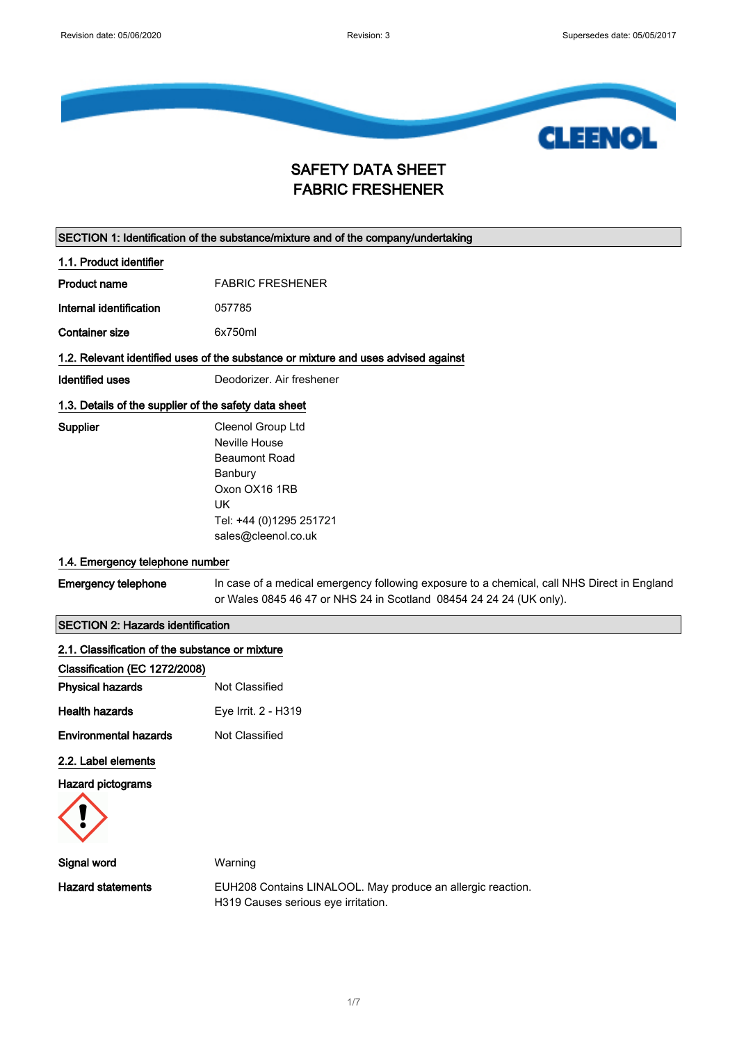Revision date: 05/06/2020 Revision: 3 Supersedes date: 05/05/2017

# SAFETY DATA SHEET
# FABRIC FRESHENER

## SECTION 1: Identification of the substance/mixture and of the company/undertaking

### 1.1. Product identifier

| | |
|---|---|
| **Product name** | FABRIC FRESHENER |
| **Internal identification** | 057785 |
| **Container size** | 6x750ml |

### 1.2. Relevant identified uses of the substance or mixture and uses advised against

| | |
|---|---|
| **Identified uses** | Deodorizer. Air freshener |

### 1.3. Details of the supplier of the safety data sheet

**Supplier**

Cleenol Group Ltd
Neville House
Beaumont Road
Banbury
Oxon OX16 1RB
UK
Tel: +44 (0)1295 251721
sales@cleenol.co.uk

### 1.4. Emergency telephone number

**Emergency telephone** In case of a medical emergency following exposure to a chemical, call NHS Direct in England or Wales 0845 46 47 or NHS 24 in Scotland 08454 24 24 24 (UK only).

## SECTION 2: Hazards identification

### 2.1. Classification of the substance or mixture

**Classification (EC 1272/2008)**

| | |
|---|---|
| **Physical hazards** | Not Classified |
| **Health hazards** | Eye Irrit. 2 - H319 |
| **Environmental hazards** | Not Classified |

### 2.2. Label elements

**Hazard pictograms**

| | |
|---|---|
| **Signal word** | Warning |
| **Hazard statements** | EUH208 Contains LINALOOL. May produce an allergic reaction.<br>H319 Causes serious eye irritation. |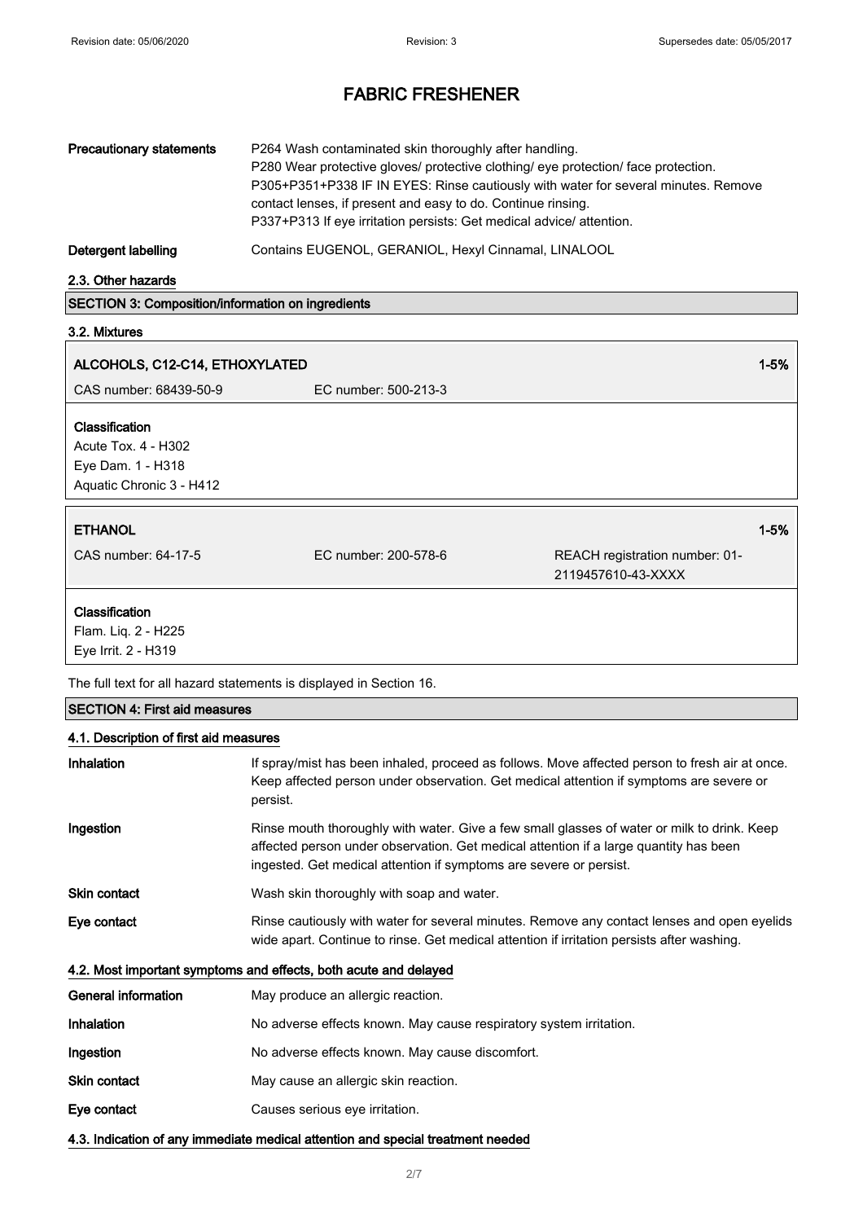| | |
|---|---|
| **Precautionary statements** | P264 Wash contaminated skin thoroughly after handling.<br>P280 Wear protective gloves/ protective clothing/ eye protection/ face protection.<br>P305+P351+P338 IF IN EYES: Rinse cautiously with water for several minutes. Remove contact lenses, if present and easy to do. Continue rinsing.<br>P337+P313 If eye irritation persists: Get medical advice/ attention. |
| **Detergent labelling** | Contains EUGENOL, GERANIOL, Hexyl Cinnamal, LINALOOL |

### 2.3. Other hazards

## SECTION 3: Composition/information on ingredients

### 3.2. Mixtures

| | | |
|---|---|---|
| **ALCOHOLS, C12-C14, ETHOXYLATED** | | 1-5% |
| CAS number: 68439-50-9 | EC number: 500-213-3 | |

**Classification**
Acute Tox. 4 - H302
Eye Dam. 1 - H318
Aquatic Chronic 3 - H412

| | | |
|---|---|---|
| **ETHANOL** | | 1-5% |
| CAS number: 64-17-5 | EC number: 200-578-6 | REACH registration number: 01-2119457610-43-XXXX |

**Classification**
Flam. Liq. 2 - H225
Eye Irrit. 2 - H319

The full text for all hazard statements is displayed in Section 16.

## SECTION 4: First aid measures

### 4.1. Description of first aid measures

| | |
|---|---|
| **Inhalation** | If spray/mist has been inhaled, proceed as follows. Move affected person to fresh air at once. Keep affected person under observation. Get medical attention if symptoms are severe or persist. |
| **Ingestion** | Rinse mouth thoroughly with water. Give a few small glasses of water or milk to drink. Keep affected person under observation. Get medical attention if a large quantity has been ingested. Get medical attention if symptoms are severe or persist. |
| **Skin contact** | Wash skin thoroughly with soap and water. |
| **Eye contact** | Rinse cautiously with water for several minutes. Remove any contact lenses and open eyelids wide apart. Continue to rinse. Get medical attention if irritation persists after washing. |

### 4.2. Most important symptoms and effects, both acute and delayed

| | |
|---|---|
| **General information** | May produce an allergic reaction. |
| **Inhalation** | No adverse effects known. May cause respiratory system irritation. |
| **Ingestion** | No adverse effects known. May cause discomfort. |
| **Skin contact** | May cause an allergic skin reaction. |
| **Eye contact** | Causes serious eye irritation. |

### 4.3. Indication of any immediate medical attention and special treatment needed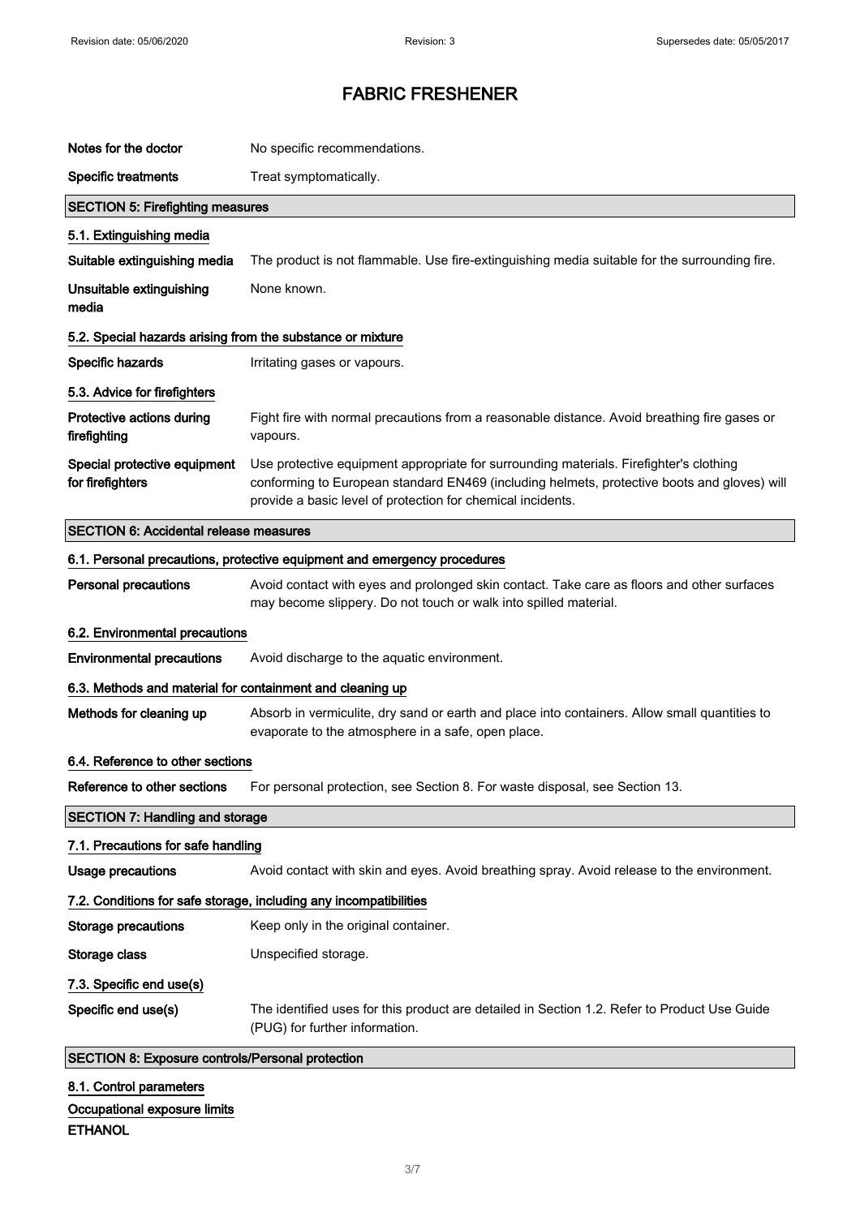# FABRIC FRESHENER

| | |
|---|---|
| **Notes for the doctor** | No specific recommendations. |
| **Specific treatments** | Treat symptomatically. |

## SECTION 5: Firefighting measures

### 5.1. Extinguishing media

| | |
|---|---|
| **Suitable extinguishing media** | The product is not flammable. Use fire-extinguishing media suitable for the surrounding fire. |
| **Unsuitable extinguishing media** | None known. |

### 5.2. Special hazards arising from the substance or mixture

| | |
|---|---|
| **Specific hazards** | Irritating gases or vapours. |

### 5.3. Advice for firefighters

| | |
|---|---|
| **Protective actions during firefighting** | Fight fire with normal precautions from a reasonable distance. Avoid breathing fire gases or vapours. |
| **Special protective equipment for firefighters** | Use protective equipment appropriate for surrounding materials. Firefighter's clothing conforming to European standard EN469 (including helmets, protective boots and gloves) will provide a basic level of protection for chemical incidents. |

## SECTION 6: Accidental release measures

### 6.1. Personal precautions, protective equipment and emergency procedures

| | |
|---|---|
| **Personal precautions** | Avoid contact with eyes and prolonged skin contact. Take care as floors and other surfaces may become slippery. Do not touch or walk into spilled material. |

### 6.2. Environmental precautions

| | |
|---|---|
| **Environmental precautions** | Avoid discharge to the aquatic environment. |

### 6.3. Methods and material for containment and cleaning up

| | |
|---|---|
| **Methods for cleaning up** | Absorb in vermiculite, dry sand or earth and place into containers. Allow small quantities to evaporate to the atmosphere in a safe, open place. |

### 6.4. Reference to other sections

| | |
|---|---|
| **Reference to other sections** | For personal protection, see Section 8. For waste disposal, see Section 13. |

## SECTION 7: Handling and storage

### 7.1. Precautions for safe handling

| | |
|---|---|
| **Usage precautions** | Avoid contact with skin and eyes. Avoid breathing spray. Avoid release to the environment. |

### 7.2. Conditions for safe storage, including any incompatibilities

| | |
|---|---|
| **Storage precautions** | Keep only in the original container. |
| **Storage class** | Unspecified storage. |

### 7.3. Specific end use(s)

| | |
|---|---|
| **Specific end use(s)** | The identified uses for this product are detailed in Section 1.2. Refer to Product Use Guide (PUG) for further information. |

## SECTION 8: Exposure controls/Personal protection

### 8.1. Control parameters

**Occupational exposure limits**

**ETHANOL**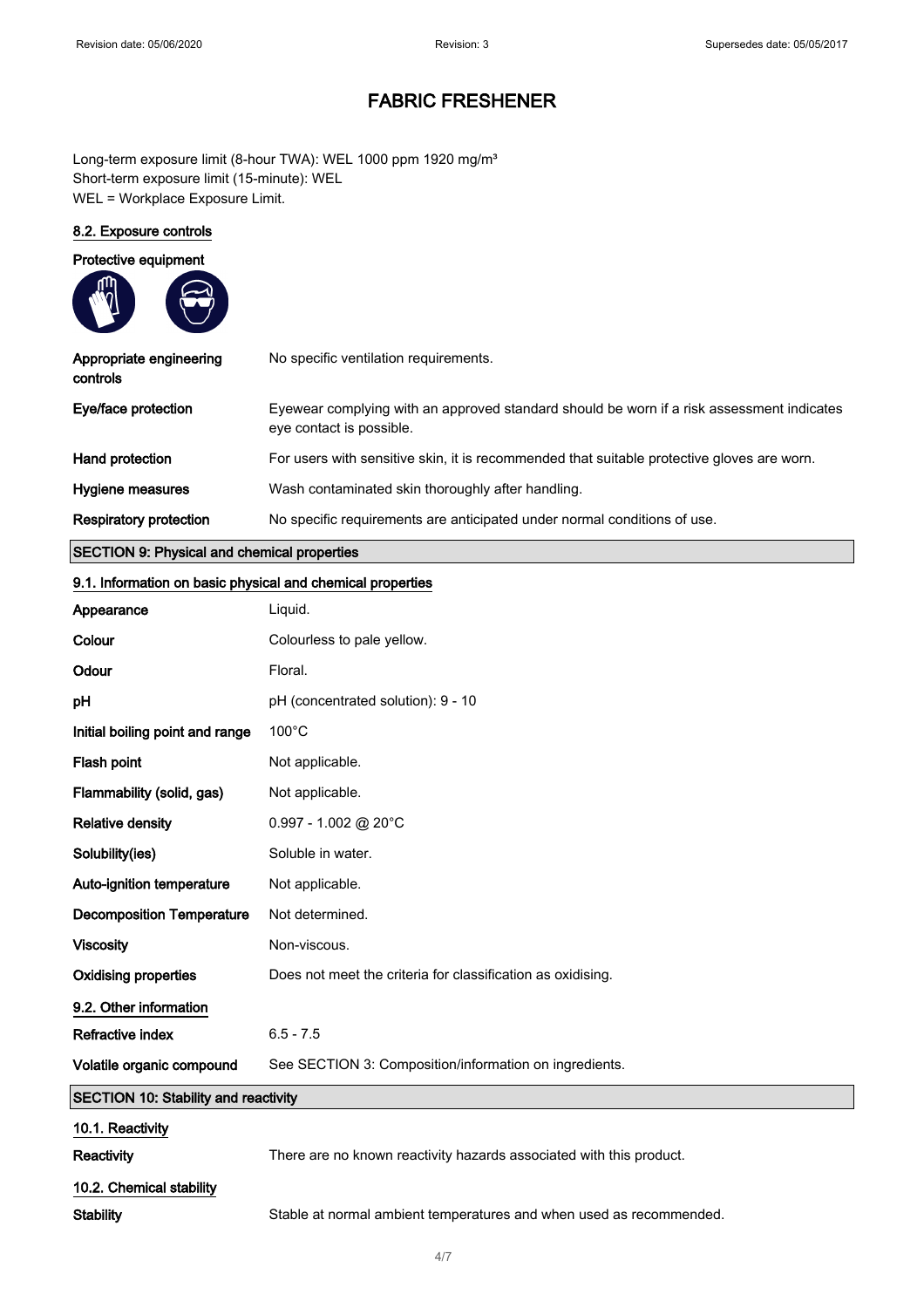# FABRIC FRESHENER

Long-term exposure limit (8-hour TWA): WEL 1000 ppm 1920 mg/m³
Short-term exposure limit (15-minute): WEL
WEL = Workplace Exposure Limit.

### 8.2. Exposure controls

**Protective equipment**

| | |
|---|---|
| **Appropriate engineering controls** | No specific ventilation requirements. |
| **Eye/face protection** | Eyewear complying with an approved standard should be worn if a risk assessment indicates eye contact is possible. |
| **Hand protection** | For users with sensitive skin, it is recommended that suitable protective gloves are worn. |
| **Hygiene measures** | Wash contaminated skin thoroughly after handling. |
| **Respiratory protection** | No specific requirements are anticipated under normal conditions of use. |

## SECTION 9: Physical and chemical properties

### 9.1. Information on basic physical and chemical properties

| | |
|---|---|
| **Appearance** | Liquid. |
| **Colour** | Colourless to pale yellow. |
| **Odour** | Floral. |
| **pH** | pH (concentrated solution): 9 - 10 |
| **Initial boiling point and range** | 100°C |
| **Flash point** | Not applicable. |
| **Flammability (solid, gas)** | Not applicable. |
| **Relative density** | 0.997 - 1.002 @ 20°C |
| **Solubility(ies)** | Soluble in water. |
| **Auto-ignition temperature** | Not applicable. |
| **Decomposition Temperature** | Not determined. |
| **Viscosity** | Non-viscous. |
| **Oxidising properties** | Does not meet the criteria for classification as oxidising. |

### 9.2. Other information

| | |
|---|---|
| **Refractive index** | 6.5 - 7.5 |
| **Volatile organic compound** | See SECTION 3: Composition/information on ingredients. |

## SECTION 10: Stability and reactivity

### 10.1. Reactivity

| | |
|---|---|
| **Reactivity** | There are no known reactivity hazards associated with this product. |

### 10.2. Chemical stability

| | |
|---|---|
| **Stability** | Stable at normal ambient temperatures and when used as recommended. |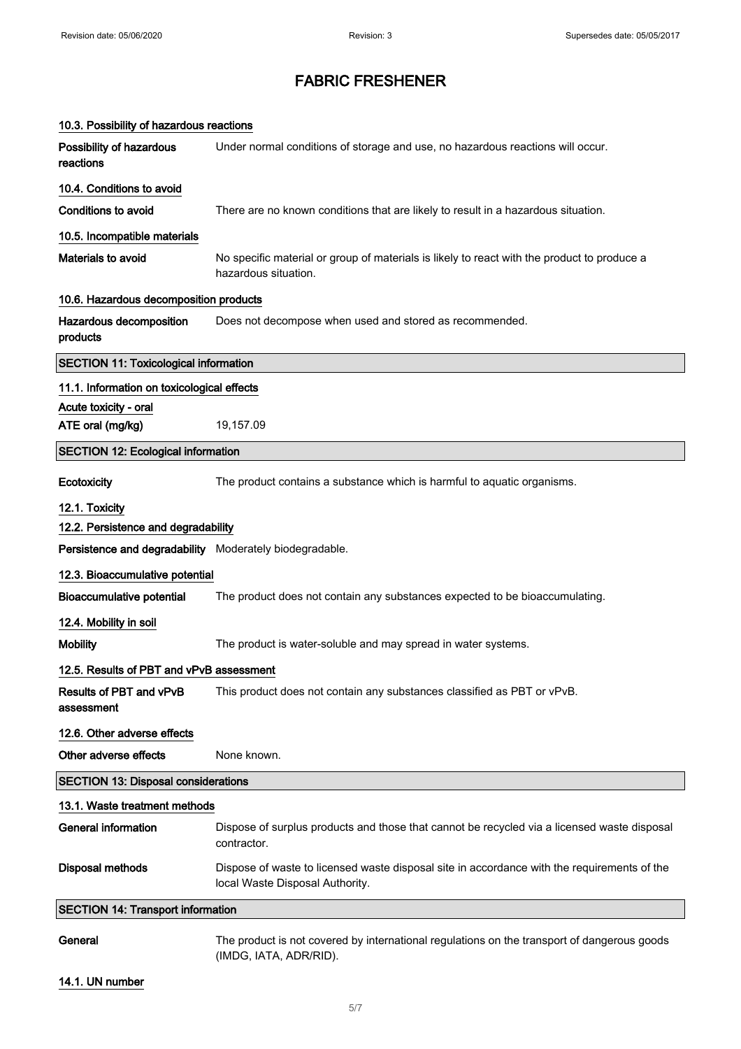# FABRIC FRESHENER

### 10.3. Possibility of hazardous reactions

**Possibility of hazardous reactions** Under normal conditions of storage and use, no hazardous reactions will occur.

### 10.4. Conditions to avoid

**Conditions to avoid** There are no known conditions that are likely to result in a hazardous situation.

### 10.5. Incompatible materials

**Materials to avoid** No specific material or group of materials is likely to react with the product to produce a hazardous situation.

### 10.6. Hazardous decomposition products

**Hazardous decomposition products** Does not decompose when used and stored as recommended.

## SECTION 11: Toxicological information

### 11.1. Information on toxicological effects

**Acute toxicity - oral**

**ATE oral (mg/kg)** 19,157.09

## SECTION 12: Ecological information

**Ecotoxicity** The product contains a substance which is harmful to aquatic organisms.

### 12.1. Toxicity

### 12.2. Persistence and degradability

**Persistence and degradability** Moderately biodegradable.

### 12.3. Bioaccumulative potential

**Bioaccumulative potential** The product does not contain any substances expected to be bioaccumulating.

### 12.4. Mobility in soil

**Mobility** The product is water-soluble and may spread in water systems.

### 12.5. Results of PBT and vPvB assessment

**Results of PBT and vPvB assessment** This product does not contain any substances classified as PBT or vPvB.

### 12.6. Other adverse effects

**Other adverse effects** None known.

## SECTION 13: Disposal considerations

### 13.1. Waste treatment methods

**General information** Dispose of surplus products and those that cannot be recycled via a licensed waste disposal contractor.

**Disposal methods** Dispose of waste to licensed waste disposal site in accordance with the requirements of the local Waste Disposal Authority.

## SECTION 14: Transport information

**General** The product is not covered by international regulations on the transport of dangerous goods (IMDG, IATA, ADR/RID).

### 14.1. UN number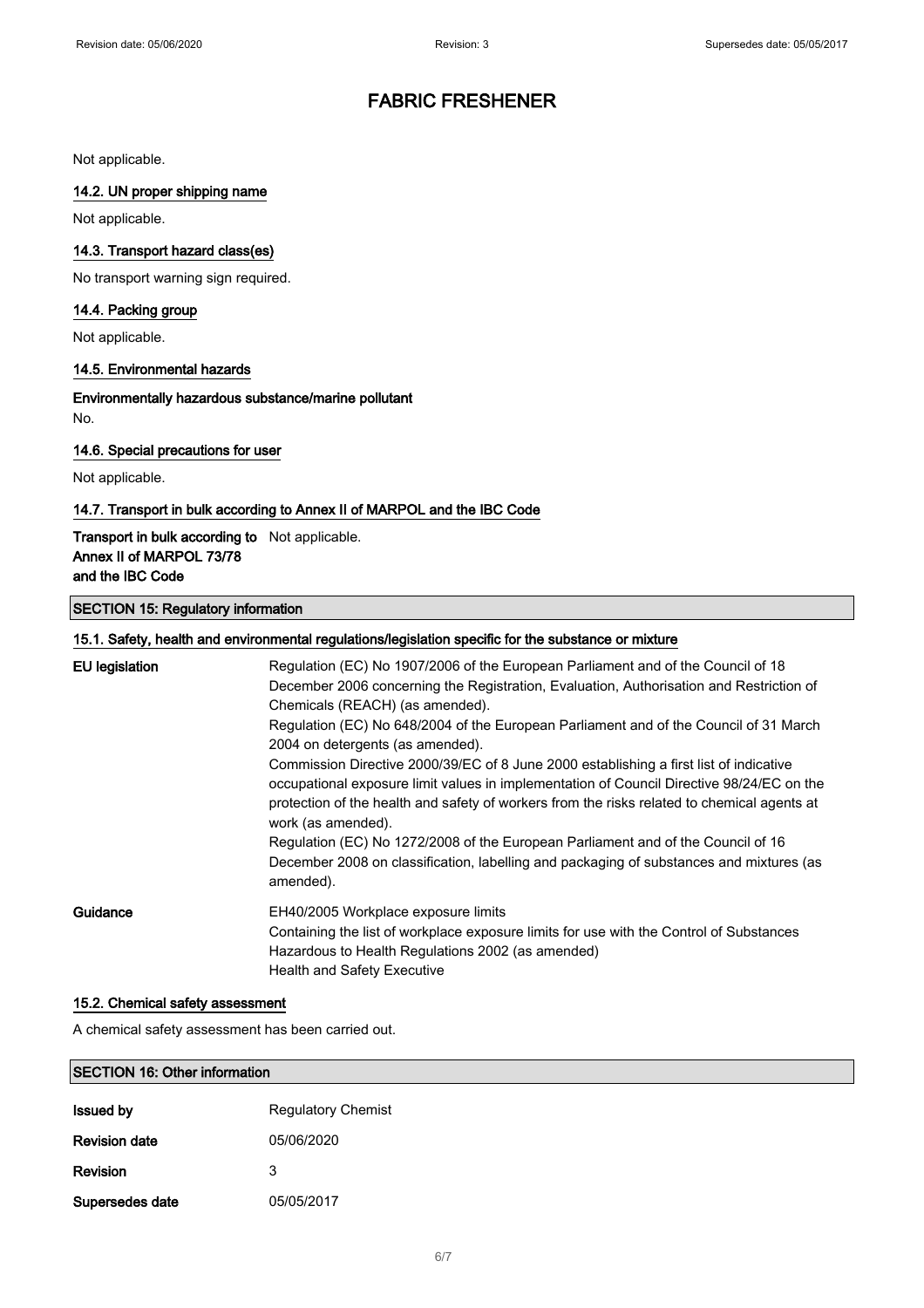Not applicable.

### 14.2. UN proper shipping name

Not applicable.

### 14.3. Transport hazard class(es)

No transport warning sign required.

### 14.4. Packing group

Not applicable.

### 14.5. Environmental hazards

**Environmentally hazardous substance/marine pollutant**

No.

### 14.6. Special precautions for user

Not applicable.

### 14.7. Transport in bulk according to Annex II of MARPOL and the IBC Code

**Transport in bulk according to Annex II of MARPOL 73/78 and the IBC Code** Not applicable.

## SECTION 15: Regulatory information

### 15.1. Safety, health and environmental regulations/legislation specific for the substance or mixture

**EU legislation**

Regulation (EC) No 1907/2006 of the European Parliament and of the Council of 18 December 2006 concerning the Registration, Evaluation, Authorisation and Restriction of Chemicals (REACH) (as amended).
Regulation (EC) No 648/2004 of the European Parliament and of the Council of 31 March 2004 on detergents (as amended).
Commission Directive 2000/39/EC of 8 June 2000 establishing a first list of indicative occupational exposure limit values in implementation of Council Directive 98/24/EC on the protection of the health and safety of workers from the risks related to chemical agents at work (as amended).
Regulation (EC) No 1272/2008 of the European Parliament and of the Council of 16 December 2008 on classification, labelling and packaging of substances and mixtures (as amended).

**Guidance**

EH40/2005 Workplace exposure limits
Containing the list of workplace exposure limits for use with the Control of Substances Hazardous to Health Regulations 2002 (as amended)
Health and Safety Executive

### 15.2. Chemical safety assessment

A chemical safety assessment has been carried out.

## SECTION 16: Other information

| | |
|---|---|
| **Issued by** | Regulatory Chemist |
| **Revision date** | 05/06/2020 |
| **Revision** | 3 |
| **Supersedes date** | 05/05/2017 |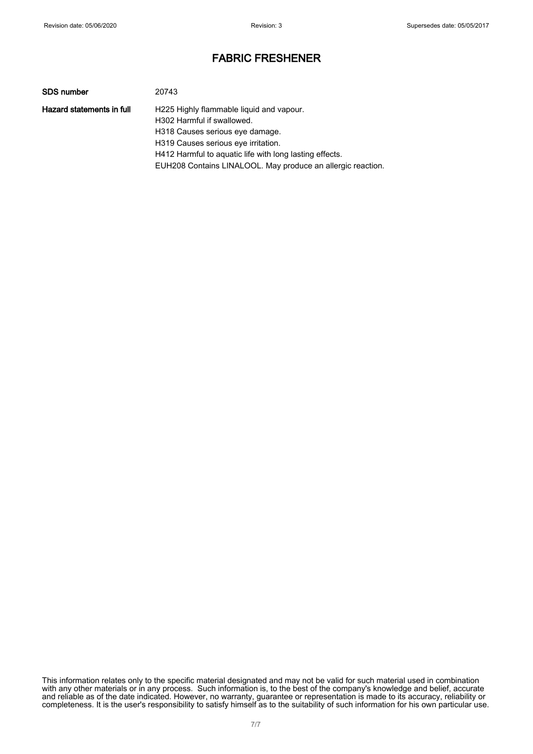# FABRIC FRESHENER

| | |
|---|---|
| **SDS number** | 20743 |
| **Hazard statements in full** | H225 Highly flammable liquid and vapour.<br>H302 Harmful if swallowed.<br>H318 Causes serious eye damage.<br>H319 Causes serious eye irritation.<br>H412 Harmful to aquatic life with long lasting effects.<br>EUH208 Contains LINALOOL. May produce an allergic reaction. |

This information relates only to the specific material designated and may not be valid for such material used in combination with any other materials or in any process. Such information is, to the best of the company's knowledge and belief, accurate and reliable as of the date indicated. However, no warranty, guarantee or representation is made to its accuracy, reliability or completeness. It is the user's responsibility to satisfy himself as to the suitability of such information for his own particular use.